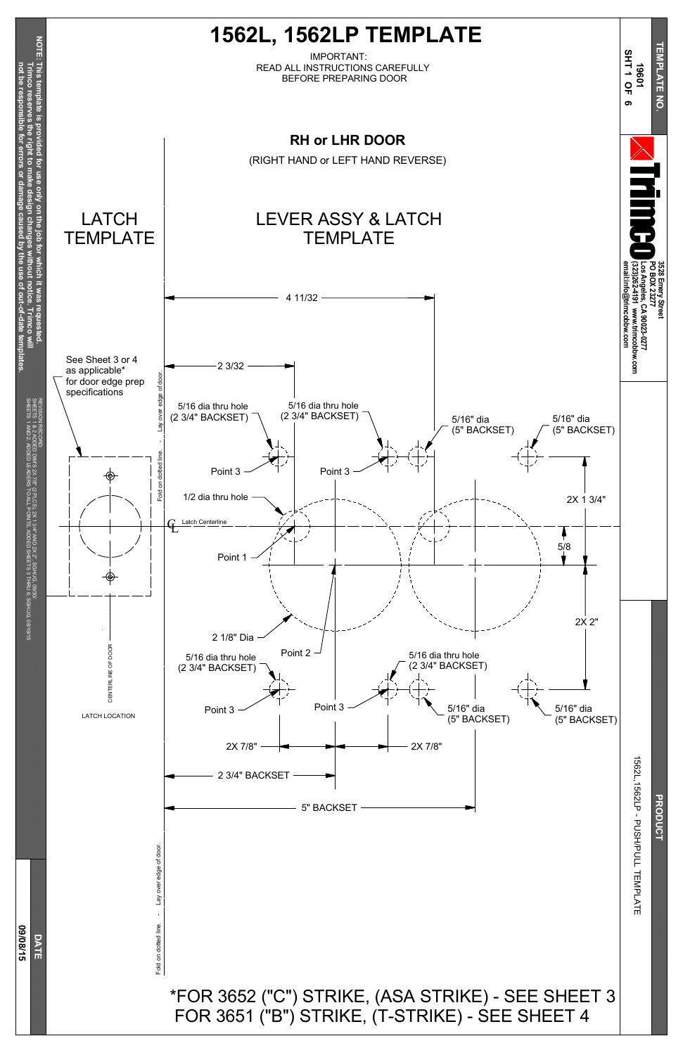# 1562L, 1562LP TEMPLATE

IMPORTANT:
READ ALL INSTRUCTIONS CAREFULLY
BEFORE PREPARING DOOR

## RH or LHR DOOR

(RIGHT HAND or LEFT HAND REVERSE)

### LATCH TEMPLATE

### LEVER ASSY & LATCH TEMPLATE

See Sheet 3 or 4 as applicable* for door edge prep specifications

Fold on dotted line. - Lay over edge of door.

4 11/32

2 3/32

5/16 dia thru hole (2 3/4" BACKSET)

5/16" dia (5" BACKSET)

Point 3

1/2 dia thru hole

Latch Centerline

Point 1

2X 1 3/4"

5/8

2X 2"

2 1/8" Dia

Point 2

CENTERLINE OF DOOR

LATCH LOCATION

2X 7/8"

2 3/4" BACKSET

5" BACKSET

*FOR 3652 ("C") STRIKE, (ASA STRIKE) - SEE SHEET 3
FOR 3651 ("B") STRIKE, (T-STRIKE) - SEE SHEET 4

**NOTE: This template is provided for use only on the job for which it was requested. Trimco reserves the right to make design changes without notice. Trimco will not be responsible for errors or damage caused by the use of out-of-date templates.**

REVISION RECORD
SHEETS 1 & 2 ADDED DIM'S 2X 7/8" (2 PLCS), 2X 1 3/4" AND 2X 2", SGH/JG, 08/30
SHEETS 1 AND 2, ADDED LEADERS TO ALL POINTS, ADDED SHEETS 3 THRU 6, SGH/JG, 08/19/15

DATE 09/08/15

TEMPLATE NO. 19601 SHT 1 OF 6

Trimco
3528 Emery Street
PO BOX 23277
Los Angeles, CA 90023-0277
(323)262-4191 www.trimcobbw.com
email:info@trimcobbw.com

PRODUCT
1562L,1562LP - PUSH/PULL TEMPLATE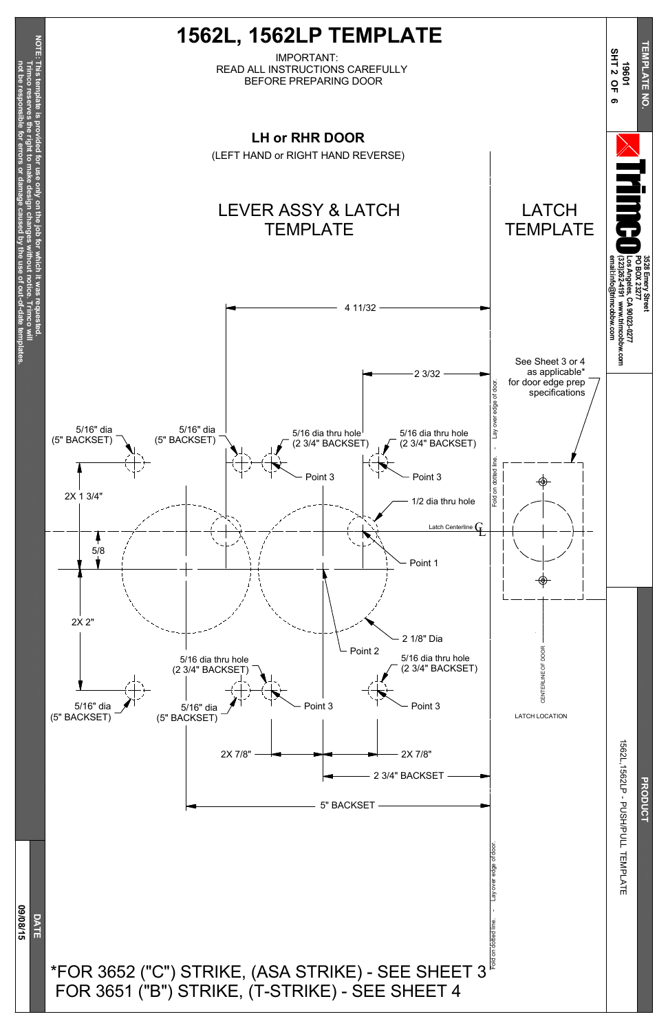# 1562L, 1562LP TEMPLATE

IMPORTANT:
READ ALL INSTRUCTIONS CAREFULLY
BEFORE PREPARING DOOR

## LH or RHR DOOR

(LEFT HAND or RIGHT HAND REVERSE)

### LEVER ASSY & LATCH TEMPLATE

### LATCH TEMPLATE

4 11/32

2 3/32

See Sheet 3 or 4 as applicable* for door edge prep specifications

5/16" dia (5" BACKSET)

5/16" dia (5" BACKSET)

5/16 dia thru hole (2 3/4" BACKSET)

5/16 dia thru hole (2 3/4" BACKSET)

Point 3

Point 3

2X 1 3/4"

1/2 dia thru hole

Latch Centerline CL

5/8

Point 1

2X 2"

2 1/8" Dia

Point 2

5/16 dia thru hole (2 3/4" BACKSET)

5/16 dia thru hole (2 3/4" BACKSET)

5/16" dia (5" BACKSET)

5/16" dia (5" BACKSET)

Point 3

Point 3

2X 7/8"

2X 7/8"

2 3/4" BACKSET

5" BACKSET

Fold on dotted line. - Lay over edge of door.

CENTERLINE OF DOOR

LATCH LOCATION

*FOR 3652 ("C") STRIKE, (ASA STRIKE) - SEE SHEET 3
FOR 3651 ("B") STRIKE, (T-STRIKE) - SEE SHEET 4

NOTE: This template is provided for use only on the job for which it was requested. Trimco reserves the right to make design changes without notice. Trimco will not be responsible for errors or damage caused by the use of out-of-date templates.

DATE: 09/08/15

TEMPLATE NO. 19601 SHT 2 OF 6

Trimco
3528 Emery Street
PO BOX 23277
Los Angeles, CA 90023-0277
(323)262-4191 www.trimcobbw.com
email:info@trimcobbw.com

PRODUCT: 1562L,1562LP - PUSH/PULL TEMPLATE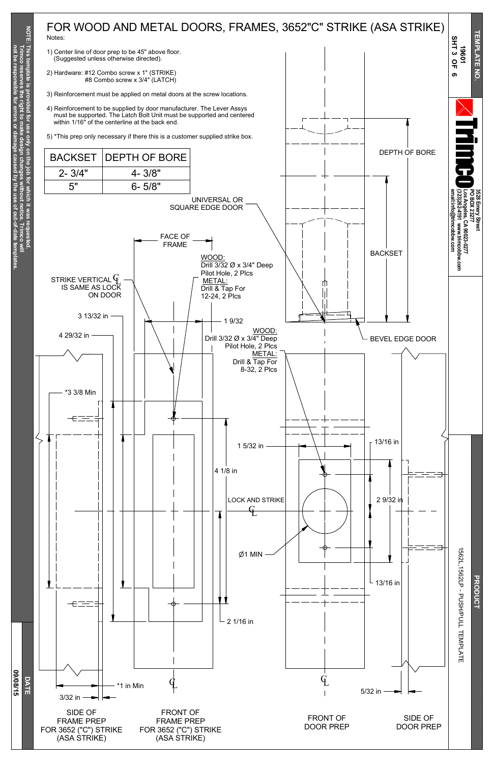# FOR WOOD AND METAL DOORS, FRAMES, 3652"C" STRIKE (ASA STRIKE)

Notes:

1) Center line of door prep to be 45" above floor. (Suggested unless otherwise directed).

2) Hardware: #12 Combo screw x 1" (STRIKE)
   #8 Combo screw x 3/4" (LATCH)

3) Reinforcement must be applied on metal doors at the screw locations.

4) Reinforcement to be supplied by door manufacturer. The Lever Assys must be supported. The Latch Bolt Unit must be supported and centered within 1/16" of the centerline at the back end.

5) *This prep only necessary if there this is a customer supplied strike box.

| BACKSET | DEPTH OF BORE |
| --- | --- |
| 2- 3/4" | 4- 3/8" |
| 5" | 6- 5/8" |

NOTE: This template is provided for use only on the job for which it was requested. Trimco reserves the right to make design changes without notice. Trimco will not be responsible for errors or damage caused by the use of out-of-date templates.

TEMPLATE NO. 19601 SHT 3 OF 6

Trimco
3528 Emery Street
PO BOX 23277
Los Angeles, CA 90023-0277
(323)262-4191 www.trimcobbw.com
email:info@trimcobbw.com

PRODUCT: 1562L,1562LP - PUSH/PULL TEMPLATE

DATE: 09/08/15

UNIVERSAL OR SQUARE EDGE DOOR

DEPTH OF BORE

BACKSET

BEVEL EDGE DOOR

FACE OF FRAME

WOOD: Drill 3/32 Ø x 3/4" Deep Pilot Hole, 2 Plcs
METAL: Drill & Tap For 12-24, 2 Plcs

STRIKE VERTICAL ℄ IS SAME AS LOCK ON DOOR

3 13/32 in

1 9/32

4 29/32 in

WOOD: Drill 3/32 Ø x 3/4" Deep Pilot Hole, 2 Plcs
METAL: Drill & Tap For 8-32, 2 Plcs

*3 3/8 Min

1 5/32 in

13/16 in

4 1/8 in

2 9/32 in

LOCK AND STRIKE ℄

Ø1 MIN

13/16 in

2 1/16 in

*1 in Min

3/32 in

5/32 in

SIDE OF FRAME PREP FOR 3652 ("C") STRIKE (ASA STRIKE)

FRONT OF FRAME PREP FOR 3652 ("C") STRIKE (ASA STRIKE)

FRONT OF DOOR PREP

SIDE OF DOOR PREP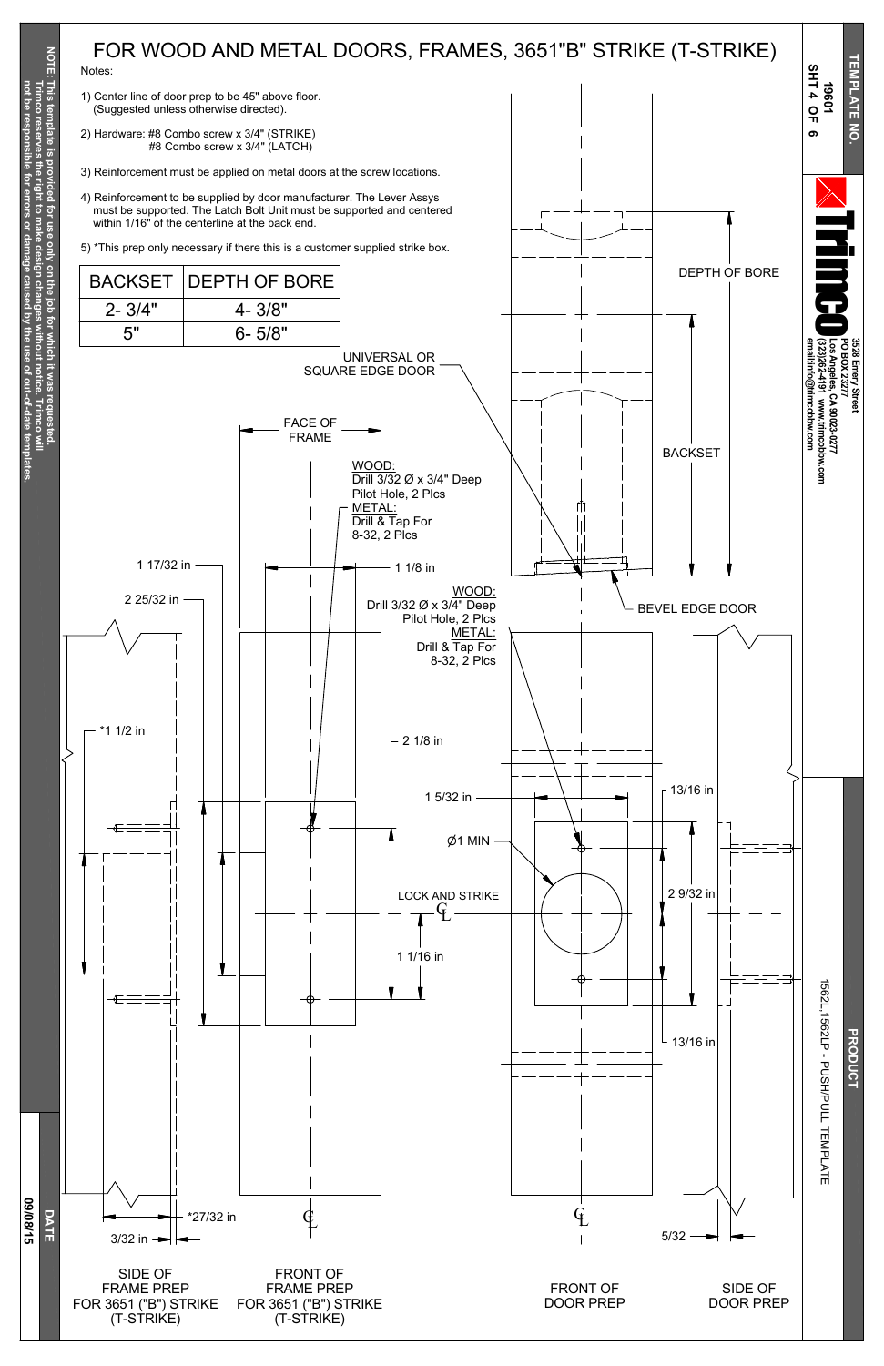# FOR WOOD AND METAL DOORS, FRAMES, 3651"B" STRIKE (T-STRIKE)

Notes:

1) Center line of door prep to be 45" above floor. (Suggested unless otherwise directed).
2) Hardware: #8 Combo screw x 3/4" (STRIKE)
   #8 Combo screw x 3/4" (LATCH)
3) Reinforcement must be applied on metal doors at the screw locations.
4) Reinforcement to be supplied by door manufacturer. The Lever Assys must be supported. The Latch Bolt Unit must be supported and centered within 1/16" of the centerline at the back end.
5) *This prep only necessary if there this is a customer supplied strike box.

| BACKSET | DEPTH OF BORE |
| --- | --- |
| 2- 3/4" | 4- 3/8" |
| 5" | 6- 5/8" |

UNIVERSAL OR SQUARE EDGE DOOR

DEPTH OF BORE

BACKSET

BEVEL EDGE DOOR

FACE OF FRAME

WOOD: Drill 3/32 Ø x 3/4" Deep Pilot Hole, 2 Plcs
METAL: Drill & Tap For 8-32, 2 Plcs

1 17/32 in

1 1/8 in

2 25/32 in

WOOD: Drill 3/32 Ø x 3/4" Deep Pilot Hole, 2 Plcs
METAL: Drill & Tap For 8-32, 2 Plcs

*1 1/2 in

2 1/8 in

1 5/32 in

13/16 in

Ø1 MIN

2 9/32 in

LOCK AND STRIKE ℄

1 1/16 in

13/16 in

*27/32 in

3/32 in

5/32

℄

℄

SIDE OF FRAME PREP FOR 3651 ("B") STRIKE (T-STRIKE)

FRONT OF FRAME PREP FOR 3651 ("B") STRIKE (T-STRIKE)

FRONT OF DOOR PREP

SIDE OF DOOR PREP

NOTE: This template is provided for use only on the job for which it was requested. Trimco reserves the right to make design changes without notice. Trimco will not be responsible for errors or damage caused by the use of out-of-date templates.

DATE 09/08/15

TEMPLATE NO. 19601 SHT 4 OF 6

Trimco
3528 Emery Street
PO BOX 23277
Los Angeles, CA 90023-0277
(323)262-4191 www.trimcobbw.com
email:info@trimcobbw.com

PRODUCT
1562L,1562LP - PUSH/PULL TEMPLATE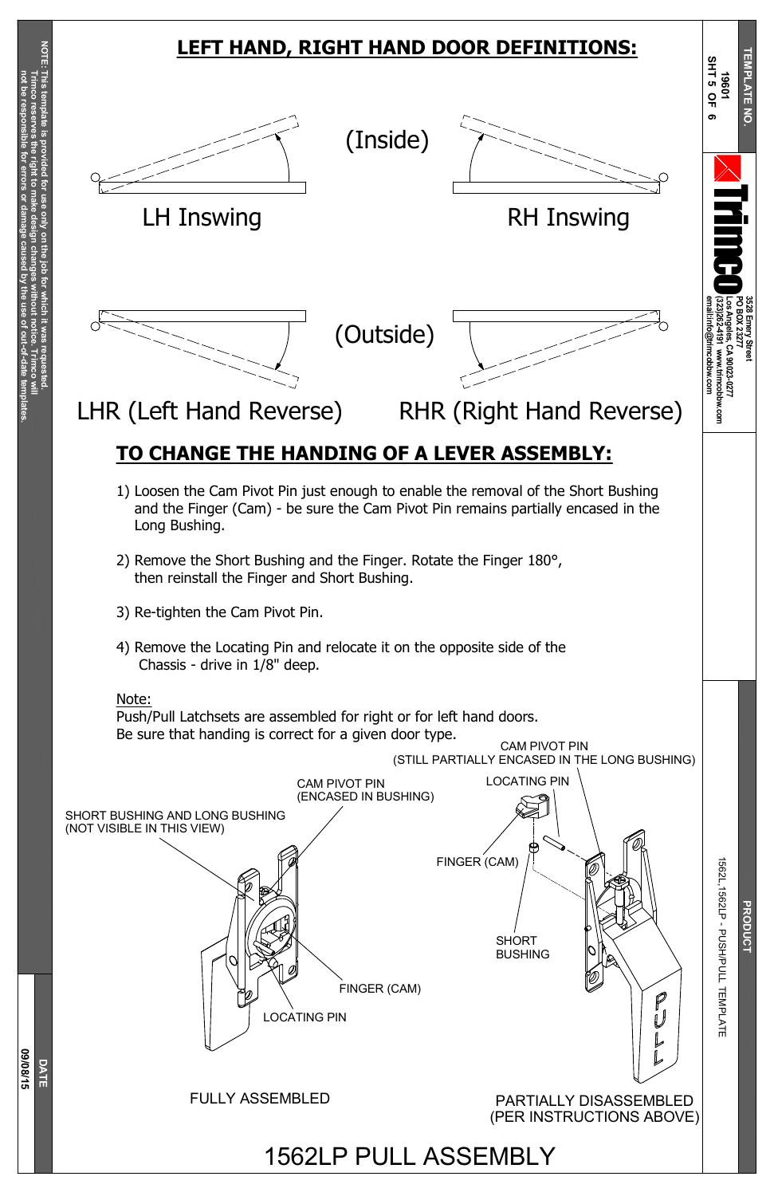## LEFT HAND, RIGHT HAND DOOR DEFINITIONS:

(Inside)

LH Inswing

RH Inswing

(Outside)

LHR (Left Hand Reverse)

RHR (Right Hand Reverse)

## TO CHANGE THE HANDING OF A LEVER ASSEMBLY:

1) Loosen the Cam Pivot Pin just enough to enable the removal of the Short Bushing and the Finger (Cam) - be sure the Cam Pivot Pin remains partially encased in the Long Bushing.

2) Remove the Short Bushing and the Finger. Rotate the Finger 180°, then reinstall the Finger and Short Bushing.

3) Re-tighten the Cam Pivot Pin.

4) Remove the Locating Pin and relocate it on the opposite side of the Chassis - drive in 1/8" deep.

Note:
Push/Pull Latchsets are assembled for right or for left hand doors.
Be sure that handing is correct for a given door type.

SHORT BUSHING AND LONG BUSHING (NOT VISIBLE IN THIS VIEW)

CAM PIVOT PIN (ENCASED IN BUSHING)

FINGER (CAM)

LOCATING PIN

FULLY ASSEMBLED

CAM PIVOT PIN (STILL PARTIALLY ENCASED IN THE LONG BUSHING)

LOCATING PIN

FINGER (CAM)

SHORT BUSHING

PARTIALLY DISASSEMBLED (PER INSTRUCTIONS ABOVE)

# 1562LP PULL ASSEMBLY

NOTE: This template is provided for use only on the job for which it was requested. Trimco reserves the right to make design changes without notice. Trimco will not be responsible for errors or damage caused by the use of out-of-date templates.

DATE 09/08/15

TEMPLATE NO. 19601 SHT 5 OF 6

Trimco 3528 Emery Street PO BOX 23277 Los Angeles, CA 90023-0277 (323)262-4191 www.trimcobbw.com email:info@trimcobbw.com

PRODUCT 1562L,1562LP - PUSH/PULL TEMPLATE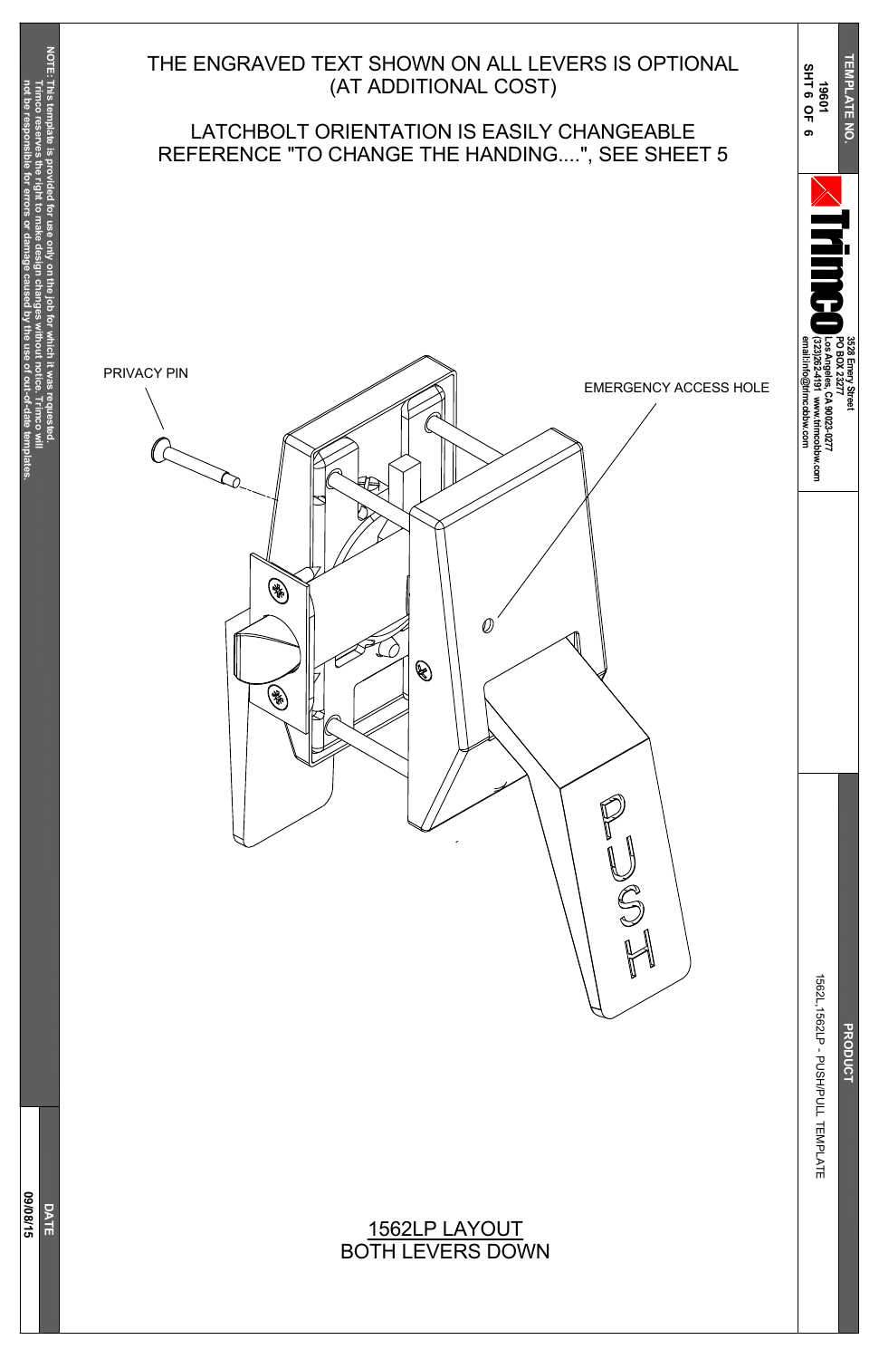THE ENGRAVED TEXT SHOWN ON ALL LEVERS IS OPTIONAL
(AT ADDITIONAL COST)

LATCHBOLT ORIENTATION IS EASILY CHANGEABLE
REFERENCE "TO CHANGE THE HANDING....", SEE SHEET 5

PRIVACY PIN

EMERGENCY ACCESS HOLE

PUSH

1562LP LAYOUT
BOTH LEVERS DOWN

TEMPLATE NO.
19601
SHT 6 OF 6

Trimco
3528 Emery Street
PO BOX 23277
Los Angeles, CA 90023-0277
(323)262-4191 www.trimcobbw.com
email:info@trimcobbw.com

PRODUCT
1562L,1562LP - PUSH/PULL TEMPLATE

NOTE: This template is provided for use only on the job for which it was requested.
Trimco reserves the right to make design changes without notice. Trimco will
not be responsible for errors or damage caused by the use of out-of-date templates.

DATE
09/08/15